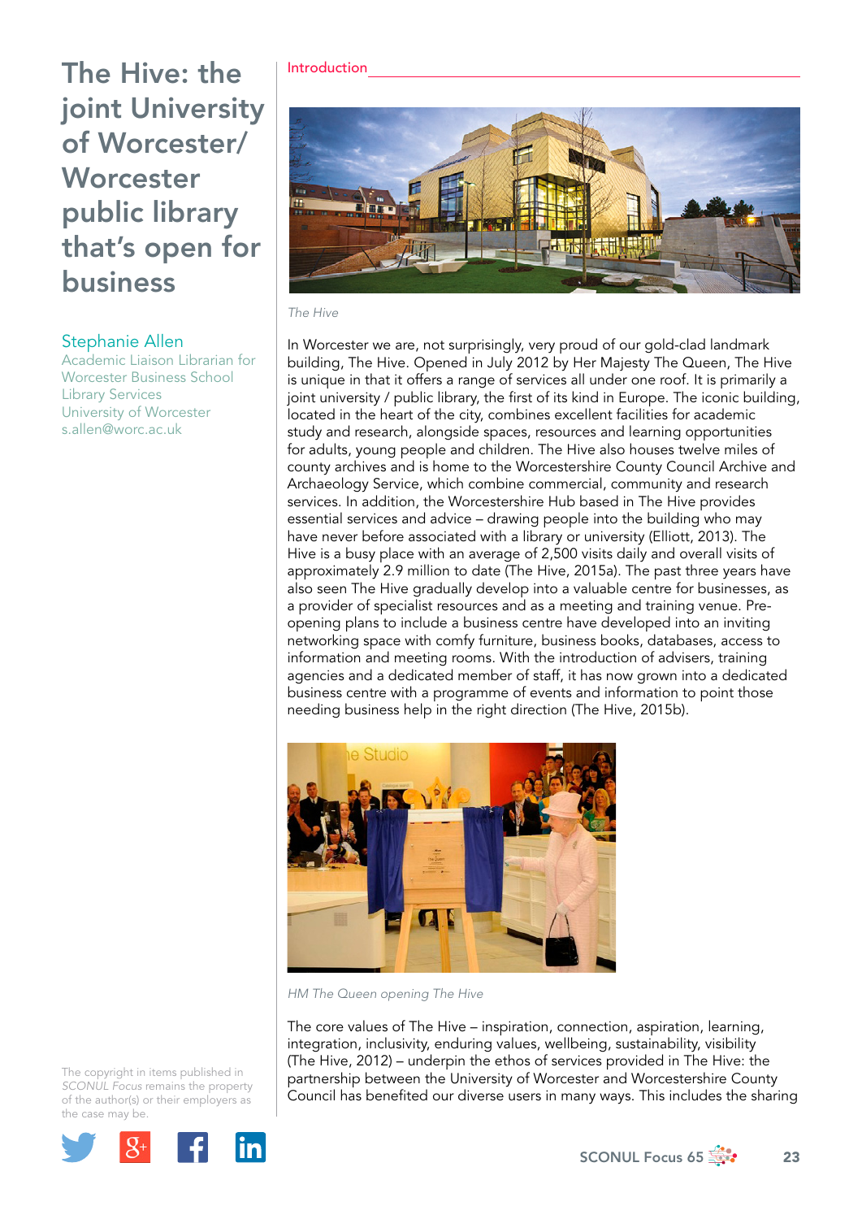# The Hive: the joint University of Worcester/ Worcester public library that's open for business

**Stephanie Allen**
Academic Liaison Librarian for Worcester Business School Library Services
University of Worcester
s.allen@worc.ac.uk

## Introduction

*The Hive*

In Worcester we are, not surprisingly, very proud of our gold-clad landmark building, The Hive. Opened in July 2012 by Her Majesty The Queen, The Hive is unique in that it offers a range of services all under one roof. It is primarily a joint university / public library, the first of its kind in Europe. The iconic building, located in the heart of the city, combines excellent facilities for academic study and research, alongside spaces, resources and learning opportunities for adults, young people and children. The Hive also houses twelve miles of county archives and is home to the Worcestershire County Council Archive and Archaeology Service, which combine commercial, community and research services. In addition, the Worcestershire Hub based in The Hive provides essential services and advice – drawing people into the building who may have never before associated with a library or university (Elliott, 2013). The Hive is a busy place with an average of 2,500 visits daily and overall visits of approximately 2.9 million to date (The Hive, 2015a). The past three years have also seen The Hive gradually develop into a valuable centre for businesses, as a provider of specialist resources and as a meeting and training venue. Pre-opening plans to include a business centre have developed into an inviting networking space with comfy furniture, business books, databases, access to information and meeting rooms. With the introduction of advisers, training agencies and a dedicated member of staff, it has now grown into a dedicated business centre with a programme of events and information to point those needing business help in the right direction (The Hive, 2015b).

*HM The Queen opening The Hive*

The core values of The Hive – inspiration, connection, aspiration, learning, integration, inclusivity, enduring values, wellbeing, sustainability, visibility (The Hive, 2012) – underpin the ethos of services provided in The Hive: the partnership between the University of Worcester and Worcestershire County Council has benefited our diverse users in many ways. This includes the sharing

The copyright in items published in *SCONUL Focus* remains the property of the author(s) or their employers as the case may be.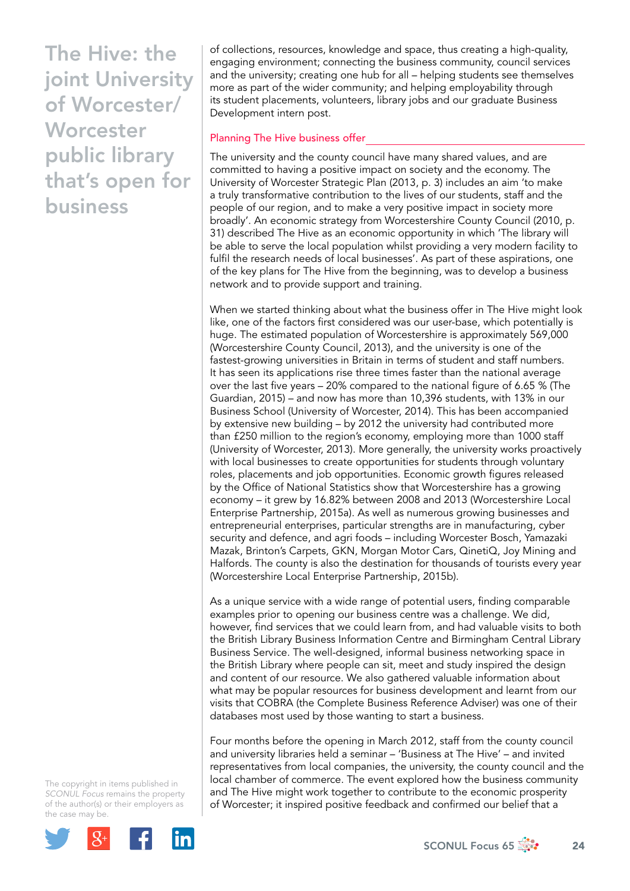# The Hive: the joint University of Worcester/ Worcester public library that's open for business

of collections, resources, knowledge and space, thus creating a high-quality, engaging environment; connecting the business community, council services and the university; creating one hub for all – helping students see themselves more as part of the wider community; and helping employability through its student placements, volunteers, library jobs and our graduate Business Development intern post.

## Planning The Hive business offer

The university and the county council have many shared values, and are committed to having a positive impact on society and the economy. The University of Worcester Strategic Plan (2013, p. 3) includes an aim 'to make a truly transformative contribution to the lives of our students, staff and the people of our region, and to make a very positive impact in society more broadly'. An economic strategy from Worcestershire County Council (2010, p. 31) described The Hive as an economic opportunity in which 'The library will be able to serve the local population whilst providing a very modern facility to fulfil the research needs of local businesses'. As part of these aspirations, one of the key plans for The Hive from the beginning, was to develop a business network and to provide support and training.

When we started thinking about what the business offer in The Hive might look like, one of the factors first considered was our user-base, which potentially is huge. The estimated population of Worcestershire is approximately 569,000 (Worcestershire County Council, 2013), and the university is one of the fastest-growing universities in Britain in terms of student and staff numbers. It has seen its applications rise three times faster than the national average over the last five years – 20% compared to the national figure of 6.65 % (The Guardian, 2015) – and now has more than 10,396 students, with 13% in our Business School (University of Worcester, 2014). This has been accompanied by extensive new building – by 2012 the university had contributed more than £250 million to the region's economy, employing more than 1000 staff (University of Worcester, 2013). More generally, the university works proactively with local businesses to create opportunities for students through voluntary roles, placements and job opportunities. Economic growth figures released by the Office of National Statistics show that Worcestershire has a growing economy – it grew by 16.82% between 2008 and 2013 (Worcestershire Local Enterprise Partnership, 2015a). As well as numerous growing businesses and entrepreneurial enterprises, particular strengths are in manufacturing, cyber security and defence, and agri foods – including Worcester Bosch, Yamazaki Mazak, Brinton's Carpets, GKN, Morgan Motor Cars, QinetiQ, Joy Mining and Halfords. The county is also the destination for thousands of tourists every year (Worcestershire Local Enterprise Partnership, 2015b).

As a unique service with a wide range of potential users, finding comparable examples prior to opening our business centre was a challenge. We did, however, find services that we could learn from, and had valuable visits to both the British Library Business Information Centre and Birmingham Central Library Business Service. The well-designed, informal business networking space in the British Library where people can sit, meet and study inspired the design and content of our resource. We also gathered valuable information about what may be popular resources for business development and learnt from our visits that COBRA (the Complete Business Reference Adviser) was one of their databases most used by those wanting to start a business.

Four months before the opening in March 2012, staff from the county council and university libraries held a seminar – 'Business at The Hive' – and invited representatives from local companies, the university, the county council and the local chamber of commerce. The event explored how the business community and The Hive might work together to contribute to the economic prosperity of Worcester; it inspired positive feedback and confirmed our belief that a

The copyright in items published in *SCONUL Focus* remains the property of the author(s) or their employers as the case may be.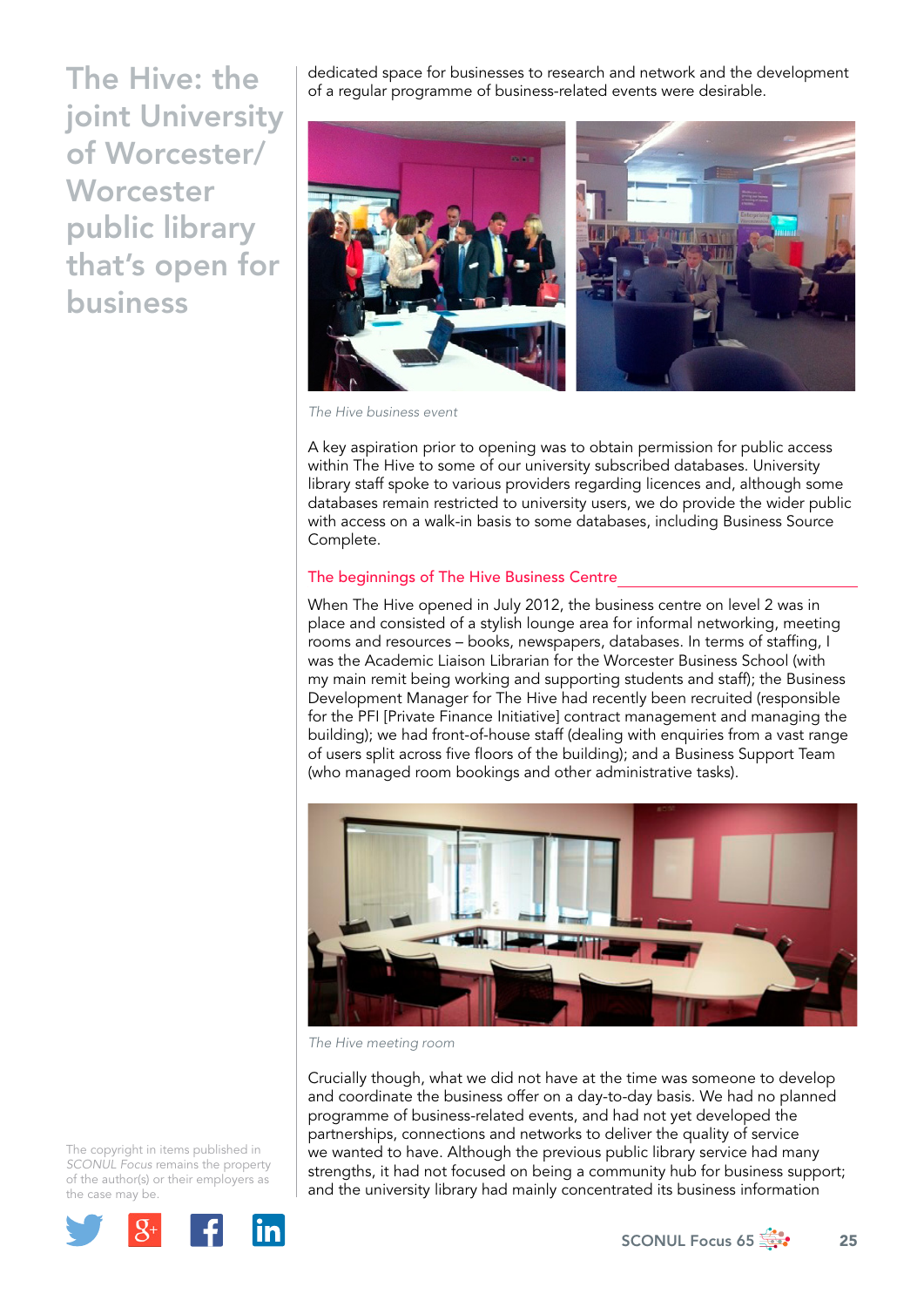# The Hive: the joint University of Worcester/ Worcester public library that's open for business

dedicated space for businesses to research and network and the development of a regular programme of business-related events were desirable.

*The Hive business event*

A key aspiration prior to opening was to obtain permission for public access within The Hive to some of our university subscribed databases. University library staff spoke to various providers regarding licences and, although some databases remain restricted to university users, we do provide the wider public with access on a walk-in basis to some databases, including Business Source Complete.

## The beginnings of The Hive Business Centre

When The Hive opened in July 2012, the business centre on level 2 was in place and consisted of a stylish lounge area for informal networking, meeting rooms and resources – books, newspapers, databases. In terms of staffing, I was the Academic Liaison Librarian for the Worcester Business School (with my main remit being working and supporting students and staff); the Business Development Manager for The Hive had recently been recruited (responsible for the PFI [Private Finance Initiative] contract management and managing the building); we had front-of-house staff (dealing with enquiries from a vast range of users split across five floors of the building); and a Business Support Team (who managed room bookings and other administrative tasks).

*The Hive meeting room*

Crucially though, what we did not have at the time was someone to develop and coordinate the business offer on a day-to-day basis. We had no planned programme of business-related events, and had not yet developed the partnerships, connections and networks to deliver the quality of service we wanted to have. Although the previous public library service had many strengths, it had not focused on being a community hub for business support; and the university library had mainly concentrated its business information

The copyright in items published in *SCONUL Focus* remains the property of the author(s) or their employers as the case may be.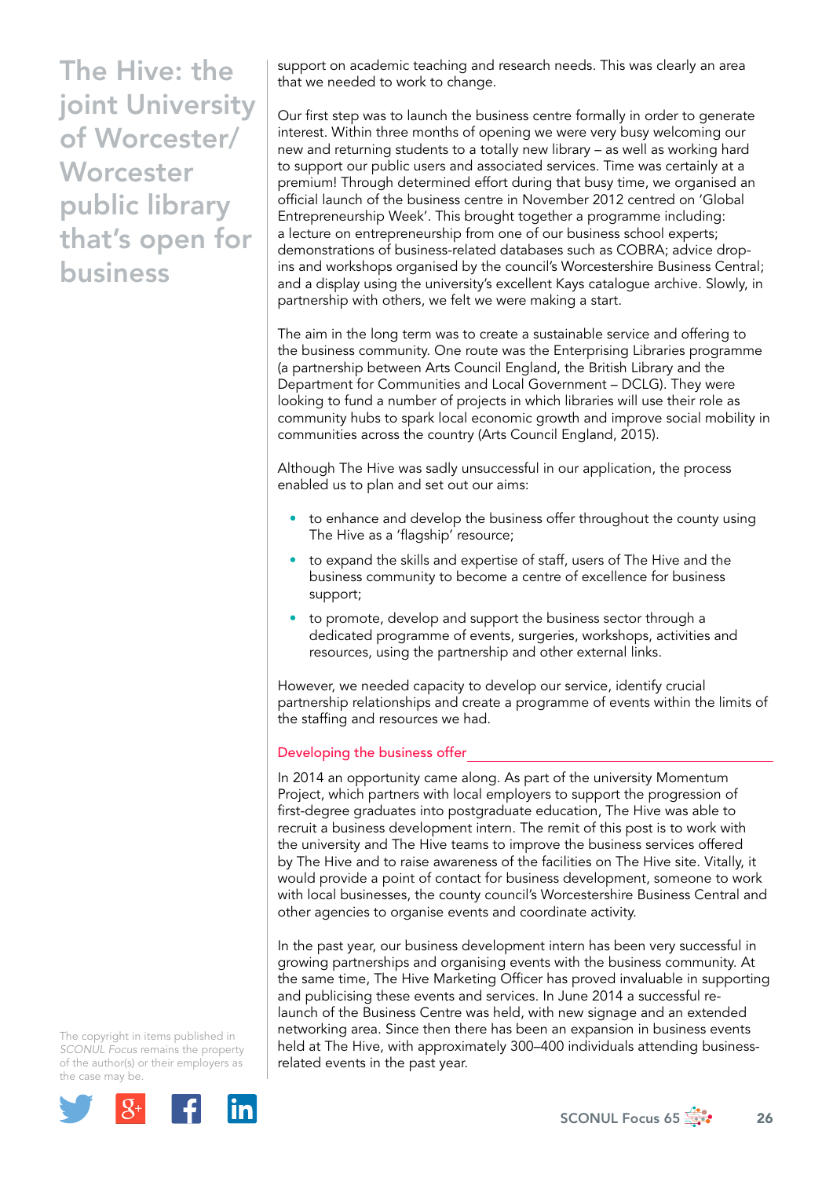# The Hive: the joint University of Worcester/ Worcester public library that's open for business

support on academic teaching and research needs. This was clearly an area that we needed to work to change.

Our first step was to launch the business centre formally in order to generate interest. Within three months of opening we were very busy welcoming our new and returning students to a totally new library – as well as working hard to support our public users and associated services. Time was certainly at a premium! Through determined effort during that busy time, we organised an official launch of the business centre in November 2012 centred on 'Global Entrepreneurship Week'. This brought together a programme including: a lecture on entrepreneurship from one of our business school experts; demonstrations of business-related databases such as COBRA; advice drop-ins and workshops organised by the council's Worcestershire Business Central; and a display using the university's excellent Kays catalogue archive. Slowly, in partnership with others, we felt we were making a start.

The aim in the long term was to create a sustainable service and offering to the business community. One route was the Enterprising Libraries programme (a partnership between Arts Council England, the British Library and the Department for Communities and Local Government – DCLG). They were looking to fund a number of projects in which libraries will use their role as community hubs to spark local economic growth and improve social mobility in communities across the country (Arts Council England, 2015).

Although The Hive was sadly unsuccessful in our application, the process enabled us to plan and set out our aims:

- to enhance and develop the business offer throughout the county using The Hive as a 'flagship' resource;
- to expand the skills and expertise of staff, users of The Hive and the business community to become a centre of excellence for business support;
- to promote, develop and support the business sector through a dedicated programme of events, surgeries, workshops, activities and resources, using the partnership and other external links.

However, we needed capacity to develop our service, identify crucial partnership relationships and create a programme of events within the limits of the staffing and resources we had.

## Developing the business offer

In 2014 an opportunity came along. As part of the university Momentum Project, which partners with local employers to support the progression of first-degree graduates into postgraduate education, The Hive was able to recruit a business development intern. The remit of this post is to work with the university and The Hive teams to improve the business services offered by The Hive and to raise awareness of the facilities on The Hive site. Vitally, it would provide a point of contact for business development, someone to work with local businesses, the county council's Worcestershire Business Central and other agencies to organise events and coordinate activity.

In the past year, our business development intern has been very successful in growing partnerships and organising events with the business community. At the same time, The Hive Marketing Officer has proved invaluable in supporting and publicising these events and services. In June 2014 a successful re-launch of the Business Centre was held, with new signage and an extended networking area. Since then there has been an expansion in business events held at The Hive, with approximately 300–400 individuals attending business-related events in the past year.

The copyright in items published in *SCONUL Focus* remains the property of the author(s) or their employers as the case may be.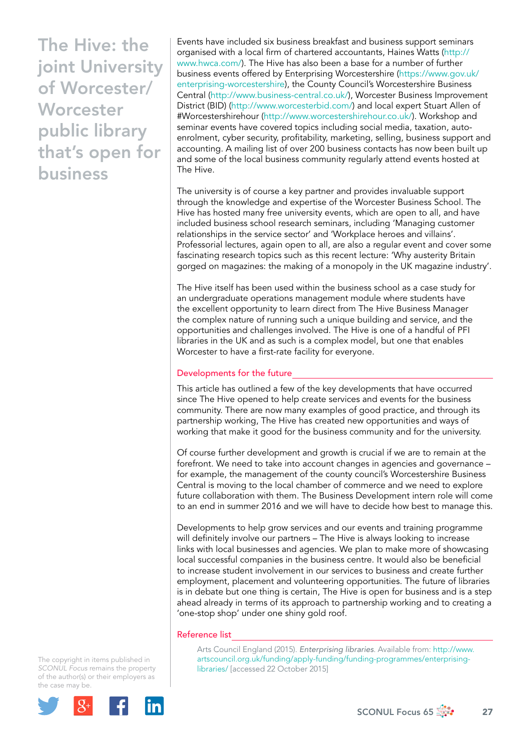# The Hive: the joint University of Worcester/ Worcester public library that's open for business

Events have included six business breakfast and business support seminars organised with a local firm of chartered accountants, Haines Watts (http://www.hwca.com/). The Hive has also been a base for a number of further business events offered by Enterprising Worcestershire (https://www.gov.uk/enterprising-worcestershire), the County Council's Worcestershire Business Central (http://www.business-central.co.uk/), Worcester Business Improvement District (BID) (http://www.worcesterbid.com/) and local expert Stuart Allen of #Worcestershirehour (http://www.worcestershirehour.co.uk/). Workshop and seminar events have covered topics including social media, taxation, auto-enrolment, cyber security, profitability, marketing, selling, business support and accounting. A mailing list of over 200 business contacts has now been built up and some of the local business community regularly attend events hosted at The Hive.

The university is of course a key partner and provides invaluable support through the knowledge and expertise of the Worcester Business School. The Hive has hosted many free university events, which are open to all, and have included business school research seminars, including 'Managing customer relationships in the service sector' and 'Workplace heroes and villains'. Professorial lectures, again open to all, are also a regular event and cover some fascinating research topics such as this recent lecture: 'Why austerity Britain gorged on magazines: the making of a monopoly in the UK magazine industry'.

The Hive itself has been used within the business school as a case study for an undergraduate operations management module where students have the excellent opportunity to learn direct from The Hive Business Manager the complex nature of running such a unique building and service, and the opportunities and challenges involved. The Hive is one of a handful of PFI libraries in the UK and as such is a complex model, but one that enables Worcester to have a first-rate facility for everyone.

## Developments for the future

This article has outlined a few of the key developments that have occurred since The Hive opened to help create services and events for the business community. There are now many examples of good practice, and through its partnership working, The Hive has created new opportunities and ways of working that make it good for the business community and for the university.

Of course further development and growth is crucial if we are to remain at the forefront. We need to take into account changes in agencies and governance – for example, the management of the county council's Worcestershire Business Central is moving to the local chamber of commerce and we need to explore future collaboration with them. The Business Development intern role will come to an end in summer 2016 and we will have to decide how best to manage this.

Developments to help grow services and our events and training programme will definitely involve our partners – The Hive is always looking to increase links with local businesses and agencies. We plan to make more of showcasing local successful companies in the business centre. It would also be beneficial to increase student involvement in our services to business and create further employment, placement and volunteering opportunities. The future of libraries is in debate but one thing is certain, The Hive is open for business and is a step ahead already in terms of its approach to partnership working and to creating a 'one-stop shop' under one shiny gold roof.

## Reference list

Arts Council England (2015). *Enterprising libraries*. Available from: http://www.artscouncil.org.uk/funding/apply-funding/funding-programmes/enterprising-libraries/ [accessed 22 October 2015]

The copyright in items published in *SCONUL Focus* remains the property of the author(s) or their employers as the case may be.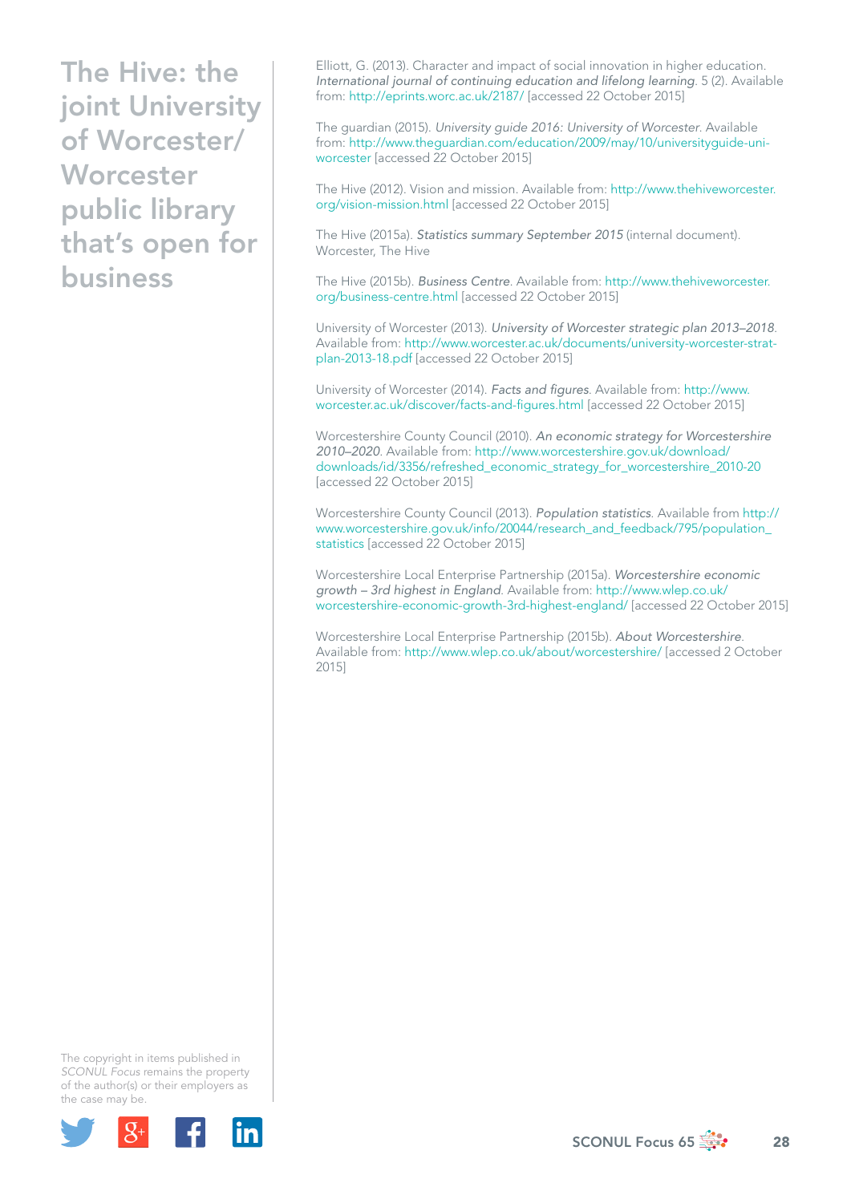Elliott, G. (2013). Character and impact of social innovation in higher education. *International journal of continuing education and lifelong learning*. 5 (2). Available from: http://eprints.worc.ac.uk/2187/ [accessed 22 October 2015]

The guardian (2015). *University guide 2016: University of Worcester*. Available from: http://www.theguardian.com/education/2009/may/10/universityguide-uni-worcester [accessed 22 October 2015]

The Hive (2012). Vision and mission. Available from: http://www.thehiveworcester.org/vision-mission.html [accessed 22 October 2015]

The Hive (2015a). *Statistics summary September 2015* (internal document). Worcester, The Hive

The Hive (2015b). *Business Centre*. Available from: http://www.thehiveworcester.org/business-centre.html [accessed 22 October 2015]

University of Worcester (2013). *University of Worcester strategic plan 2013–2018*. Available from: http://www.worcester.ac.uk/documents/university-worcester-strat-plan-2013-18.pdf [accessed 22 October 2015]

University of Worcester (2014). *Facts and figures*. Available from: http://www.worcester.ac.uk/discover/facts-and-figures.html [accessed 22 October 2015]

Worcestershire County Council (2010). *An economic strategy for Worcestershire 2010–2020*. Available from: http://www.worcestershire.gov.uk/download/downloads/id/3356/refreshed_economic_strategy_for_worcestershire_2010-20 [accessed 22 October 2015]

Worcestershire County Council (2013). *Population statistics*. Available from http://www.worcestershire.gov.uk/info/20044/research_and_feedback/795/population_statistics [accessed 22 October 2015]

Worcestershire Local Enterprise Partnership (2015a). *Worcestershire economic growth – 3rd highest in England*. Available from: http://www.wlep.co.uk/worcestershire-economic-growth-3rd-highest-england/ [accessed 22 October 2015]

Worcestershire Local Enterprise Partnership (2015b). *About Worcestershire*. Available from: http://www.wlep.co.uk/about/worcestershire/ [accessed 2 October 2015]

The copyright in items published in *SCONUL Focus* remains the property of the author(s) or their employers as the case may be.